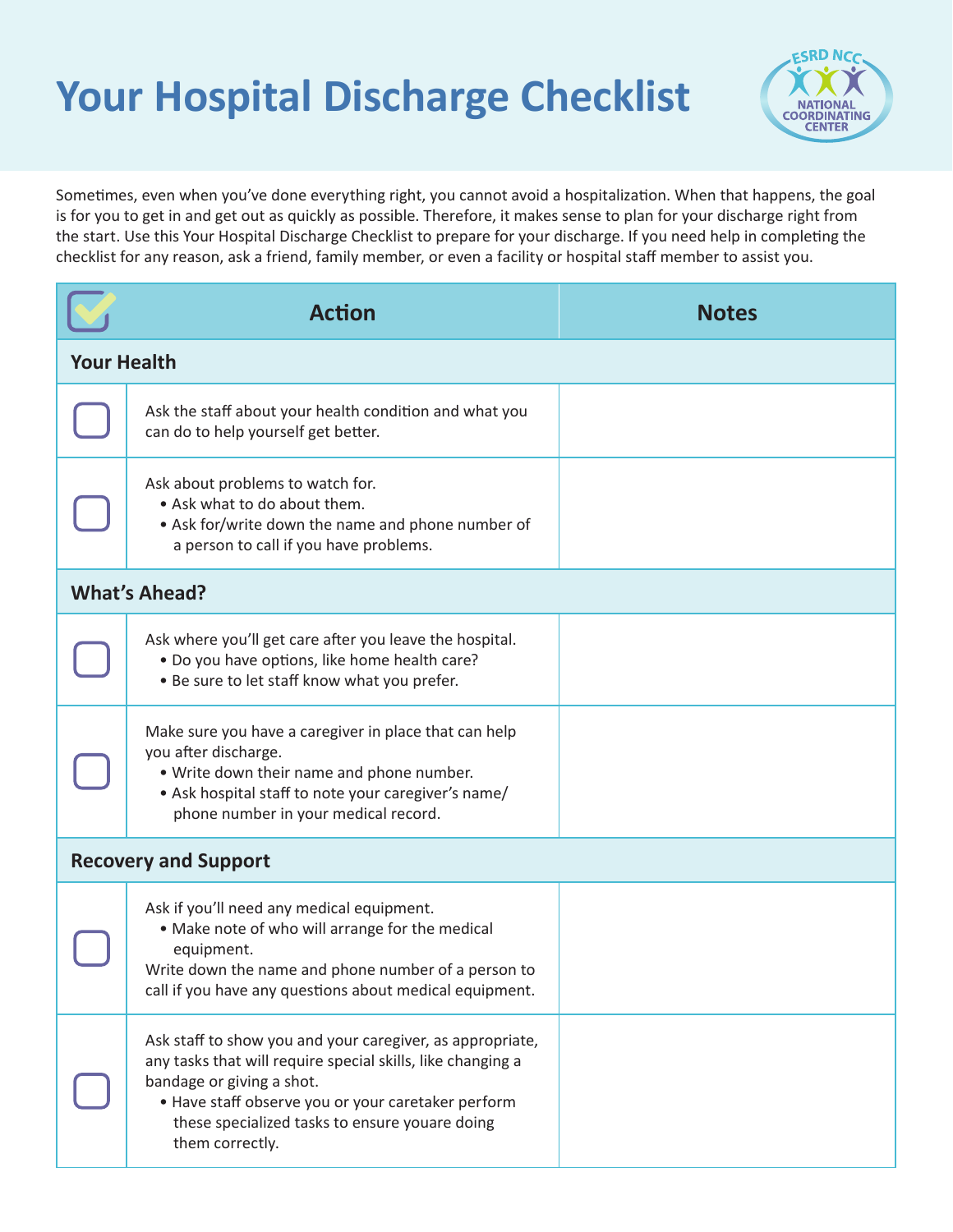# Your Hospital Discharge Checklist

Sometimes, even when you've done everything right, you cannot avoid a hospitalization. When that happens, the goal is for you to get in and get out as quickly as possible. Therefore, it makes sense to plan for your discharge right from the start. Use this Your Hospital Discharge Checklist to prepare for your discharge. If you need help in completing the checklist for any reason, ask a friend, family member, or even a facility or hospital staff member to assist you.

| ☐ | Action | Notes |
|---|---|---|
| **Your Health** | | |
| ☐ | Ask the staff about your health condition and what you can do to help yourself get better. | |
| ☐ | Ask about problems to watch for.<br>• Ask what to do about them.<br>• Ask for/write down the name and phone number of a person to call if you have problems. | |
| **What's Ahead?** | | |
| ☐ | Ask where you'll get care after you leave the hospital.<br>• Do you have options, like home health care?<br>• Be sure to let staff know what you prefer. | |
| ☐ | Make sure you have a caregiver in place that can help you after discharge.<br>• Write down their name and phone number.<br>• Ask hospital staff to note your caregiver's name/phone number in your medical record. | |
| **Recovery and Support** | | |
| ☐ | Ask if you'll need any medical equipment.<br>• Make note of who will arrange for the medical equipment.<br>Write down the name and phone number of a person to call if you have any questions about medical equipment. | |
| ☐ | Ask staff to show you and your caregiver, as appropriate, any tasks that will require special skills, like changing a bandage or giving a shot.<br>• Have staff observe you or your caretaker perform these specialized tasks to ensure youare doing them correctly. | |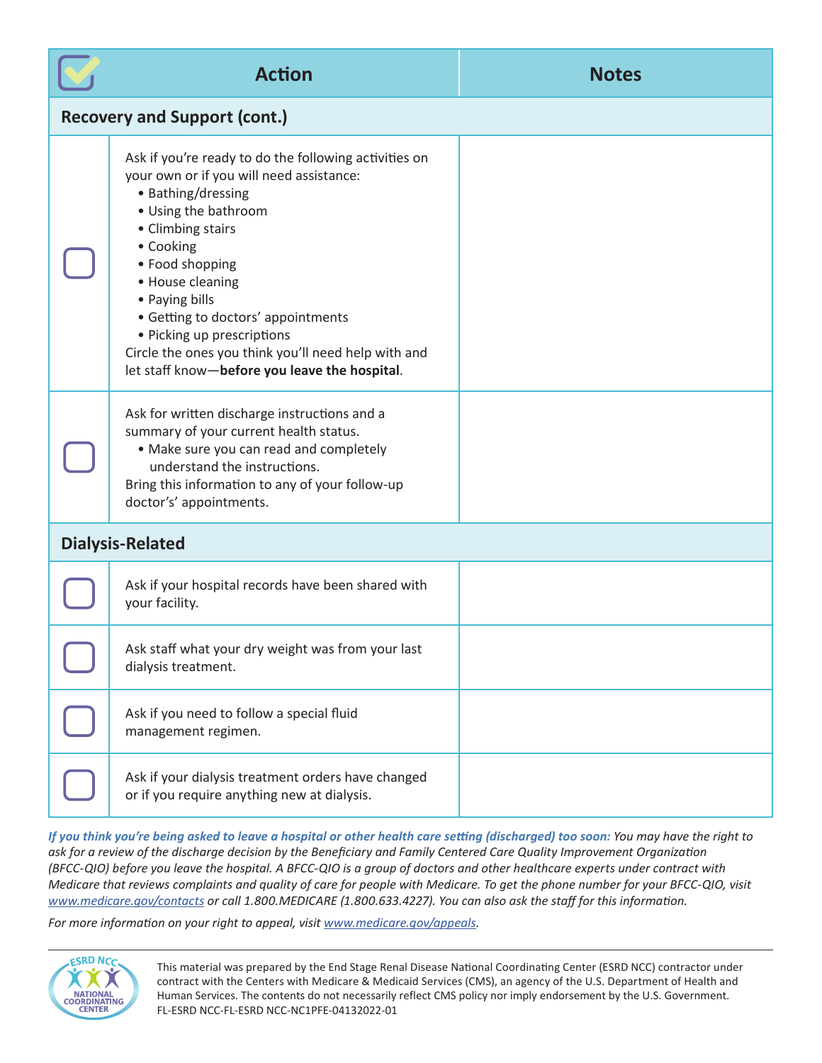| ☐ | Action | Notes |
|---|---|---|
| **Recovery and Support (cont.)** | | |
| ☐ | Ask if you're ready to do the following activities on your own or if you will need assistance:<br>• Bathing/dressing<br>• Using the bathroom<br>• Climbing stairs<br>• Cooking<br>• Food shopping<br>• House cleaning<br>• Paying bills<br>• Getting to doctors' appointments<br>• Picking up prescriptions<br>Circle the ones you think you'll need help with and let staff know—**before you leave the hospital**. | |
| ☐ | Ask for written discharge instructions and a summary of your current health status.<br>• Make sure you can read and completely understand the instructions.<br>Bring this information to any of your follow-up doctor's' appointments. | |
| **Dialysis-Related** | | |
| ☐ | Ask if your hospital records have been shared with your facility. | |
| ☐ | Ask staff what your dry weight was from your last dialysis treatment. | |
| ☐ | Ask if you need to follow a special fluid management regimen. | |
| ☐ | Ask if your dialysis treatment orders have changed or if you require anything new at dialysis. | |

***If you think you're being asked to leave a hospital or other health care setting (discharged) too soon:*** *You may have the right to ask for a review of the discharge decision by the Beneficiary and Family Centered Care Quality Improvement Organization (BFCC-QIO) before you leave the hospital. A BFCC-QIO is a group of doctors and other healthcare experts under contract with Medicare that reviews complaints and quality of care for people with Medicare. To get the phone number for your BFCC-QIO, visit www.medicare.gov/contacts or call 1.800.MEDICARE (1.800.633.4227). You can also ask the staff for this information.*

*For more information on your right to appeal, visit www.medicare.gov/appeals.*

ESRD NCC NATIONAL COORDINATING CENTER

This material was prepared by the End Stage Renal Disease National Coordinating Center (ESRD NCC) contractor under contract with the Centers with Medicare & Medicaid Services (CMS), an agency of the U.S. Department of Health and Human Services. The contents do not necessarily reflect CMS policy nor imply endorsement by the U.S. Government. FL-ESRD NCC-FL-ESRD NCC-NC1PFE-04132022-01